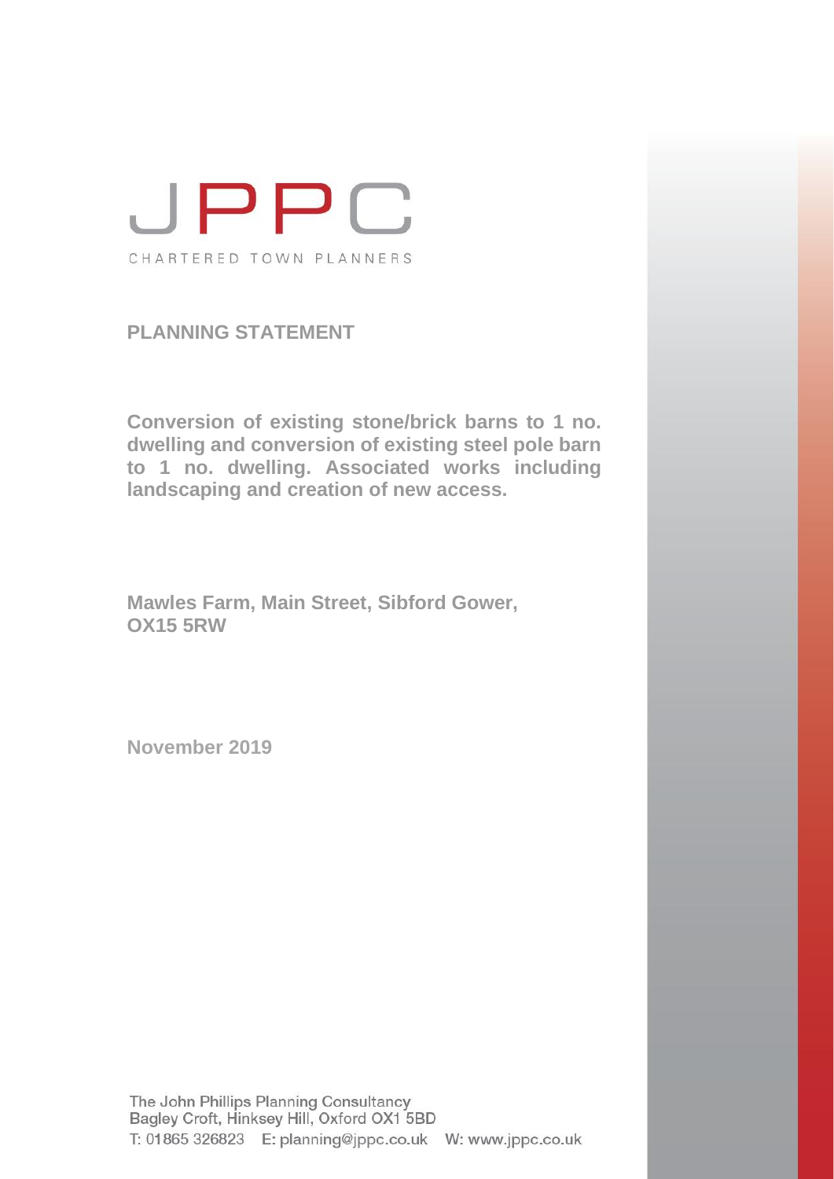JPPC

CHARTERED TOWN PLANNERS

# PLANNING STATEMENT

**Conversion of existing stone/brick barns to 1 no. dwelling and conversion of existing steel pole barn to 1 no. dwelling. Associated works including landscaping and creation of new access.**

**Mawles Farm, Main Street, Sibford Gower, OX15 5RW**

**November 2019**

The John Phillips Planning Consultancy
Bagley Croft, Hinksey Hill, Oxford OX1 5BD
T: 01865 326823 E: planning@jppc.co.uk W: www.jppc.co.uk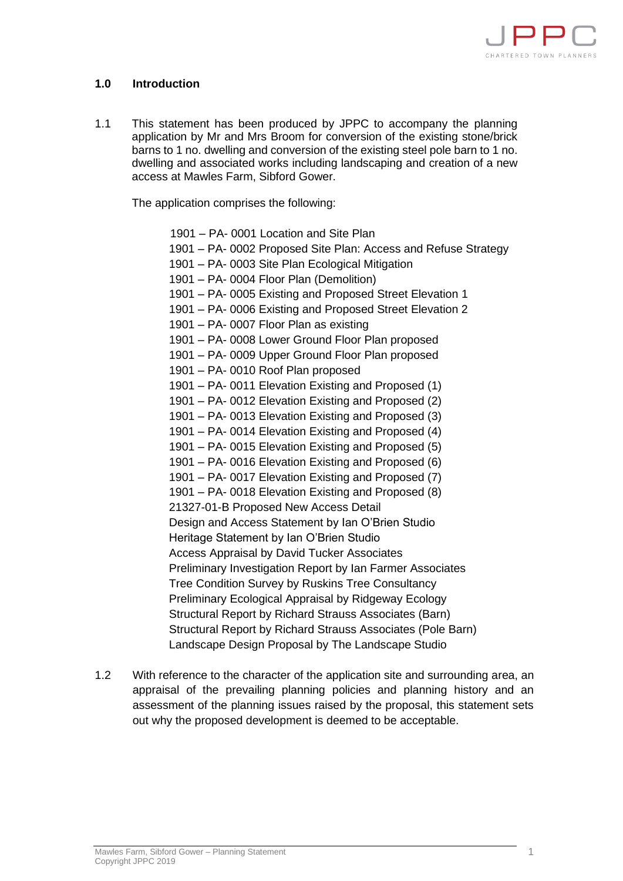## 1.0 Introduction

1.1 This statement has been produced by JPPC to accompany the planning application by Mr and Mrs Broom for conversion of the existing stone/brick barns to 1 no. dwelling and conversion of the existing steel pole barn to 1 no. dwelling and associated works including landscaping and creation of a new access at Mawles Farm, Sibford Gower.

The application comprises the following:

- 1901 – PA- 0001 Location and Site Plan
- 1901 – PA- 0002 Proposed Site Plan: Access and Refuse Strategy
- 1901 – PA- 0003 Site Plan Ecological Mitigation
- 1901 – PA- 0004 Floor Plan (Demolition)
- 1901 – PA- 0005 Existing and Proposed Street Elevation 1
- 1901 – PA- 0006 Existing and Proposed Street Elevation 2
- 1901 – PA- 0007 Floor Plan as existing
- 1901 – PA- 0008 Lower Ground Floor Plan proposed
- 1901 – PA- 0009 Upper Ground Floor Plan proposed
- 1901 – PA- 0010 Roof Plan proposed
- 1901 – PA- 0011 Elevation Existing and Proposed (1)
- 1901 – PA- 0012 Elevation Existing and Proposed (2)
- 1901 – PA- 0013 Elevation Existing and Proposed (3)
- 1901 – PA- 0014 Elevation Existing and Proposed (4)
- 1901 – PA- 0015 Elevation Existing and Proposed (5)
- 1901 – PA- 0016 Elevation Existing and Proposed (6)
- 1901 – PA- 0017 Elevation Existing and Proposed (7)
- 1901 – PA- 0018 Elevation Existing and Proposed (8)
- 21327-01-B Proposed New Access Detail
- Design and Access Statement by Ian O'Brien Studio
- Heritage Statement by Ian O'Brien Studio
- Access Appraisal by David Tucker Associates
- Preliminary Investigation Report by Ian Farmer Associates
- Tree Condition Survey by Ruskins Tree Consultancy
- Preliminary Ecological Appraisal by Ridgeway Ecology
- Structural Report by Richard Strauss Associates (Barn)
- Structural Report by Richard Strauss Associates (Pole Barn)
- Landscape Design Proposal by The Landscape Studio

1.2 With reference to the character of the application site and surrounding area, an appraisal of the prevailing planning policies and planning history and an assessment of the planning issues raised by the proposal, this statement sets out why the proposed development is deemed to be acceptable.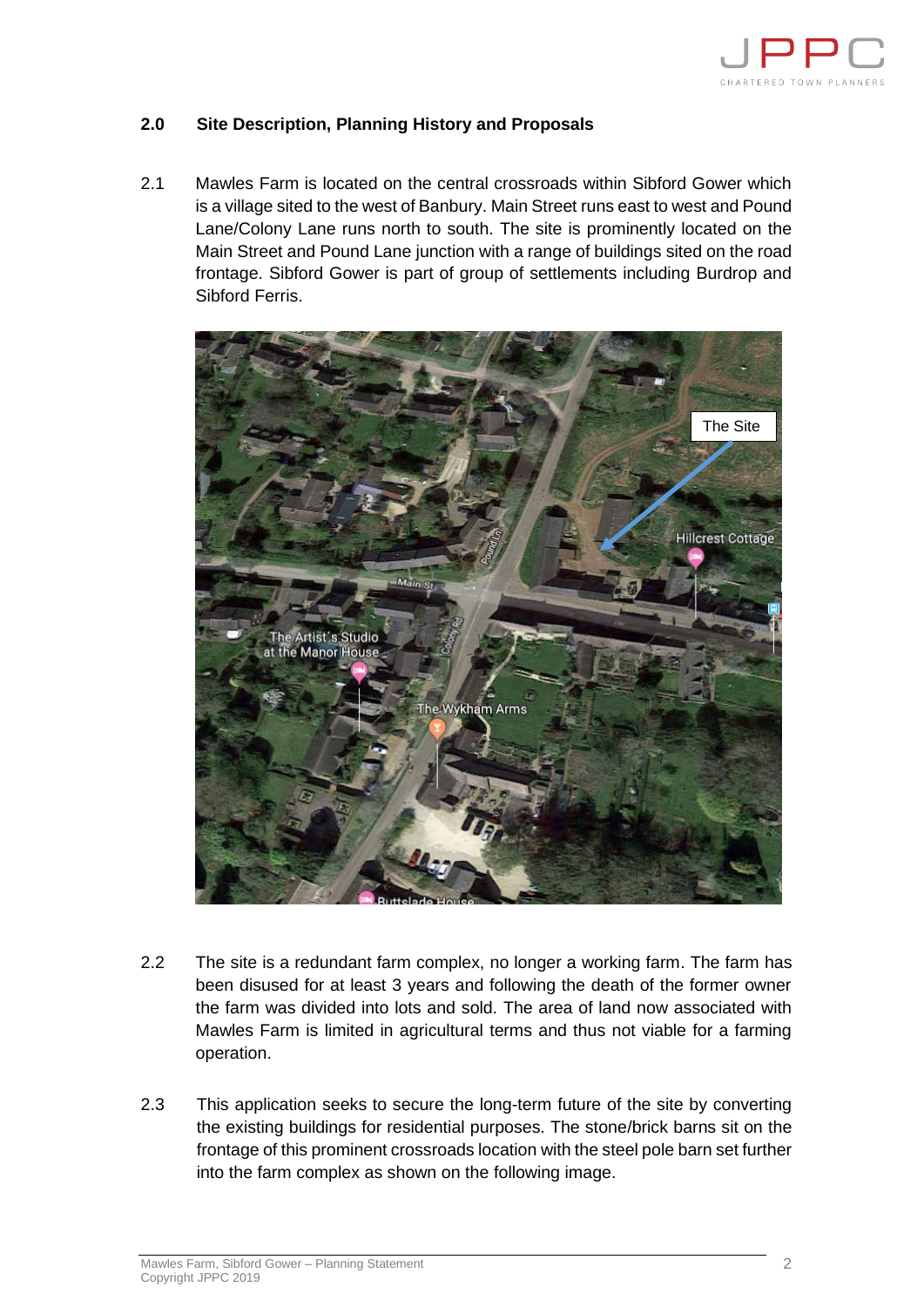## 2.0 Site Description, Planning History and Proposals

2.1 Mawles Farm is located on the central crossroads within Sibford Gower which is a village sited to the west of Banbury. Main Street runs east to west and Pound Lane/Colony Lane runs north to south. The site is prominently located on the Main Street and Pound Lane junction with a range of buildings sited on the road frontage. Sibford Gower is part of group of settlements including Burdrop and Sibford Ferris.

2.2 The site is a redundant farm complex, no longer a working farm. The farm has been disused for at least 3 years and following the death of the former owner the farm was divided into lots and sold. The area of land now associated with Mawles Farm is limited in agricultural terms and thus not viable for a farming operation.

2.3 This application seeks to secure the long-term future of the site by converting the existing buildings for residential purposes. The stone/brick barns sit on the frontage of this prominent crossroads location with the steel pole barn set further into the farm complex as shown on the following image.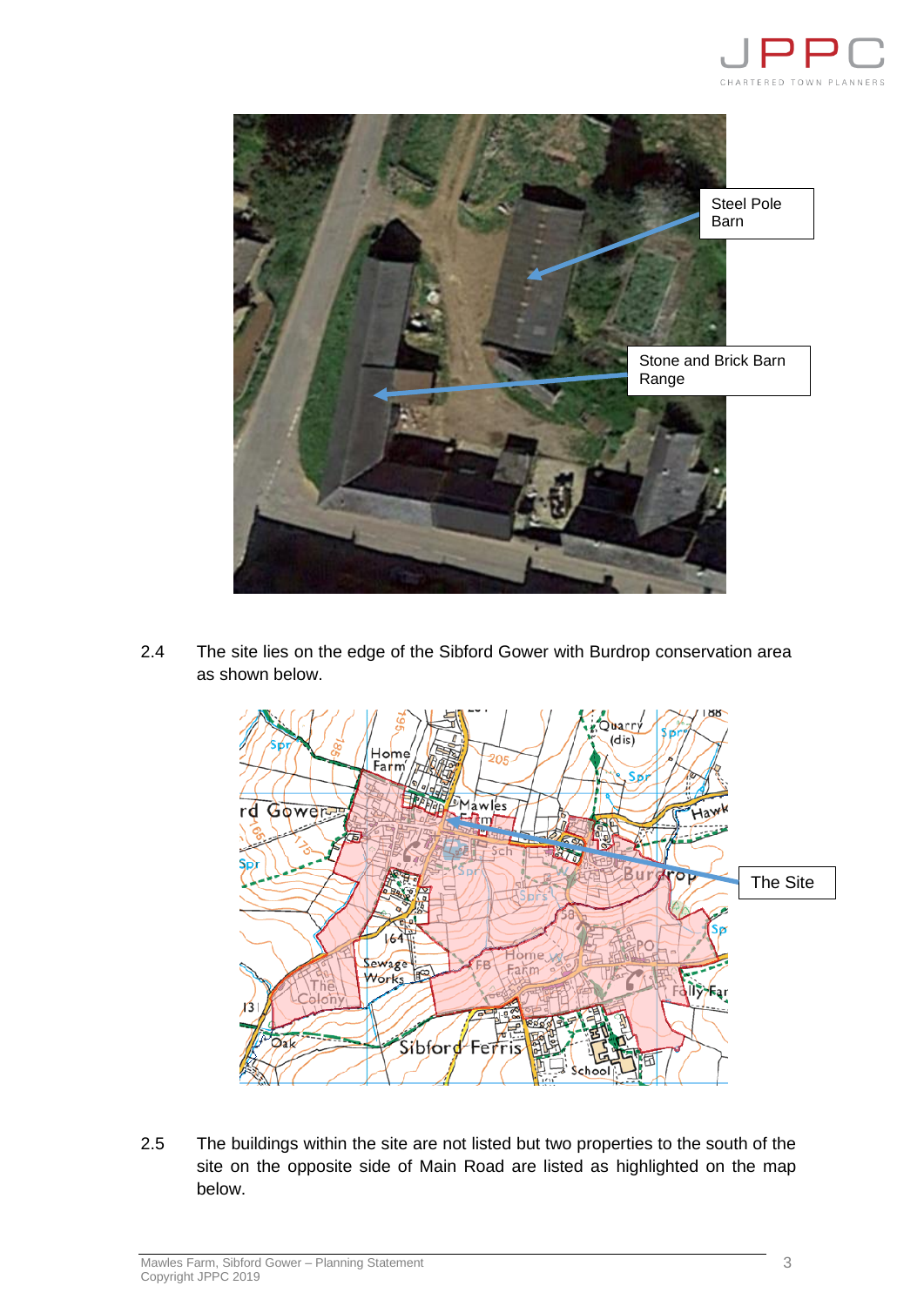2.4 The site lies on the edge of the Sibford Gower with Burdrop conservation area as shown below.

2.5 The buildings within the site are not listed but two properties to the south of the site on the opposite side of Main Road are listed as highlighted on the map below.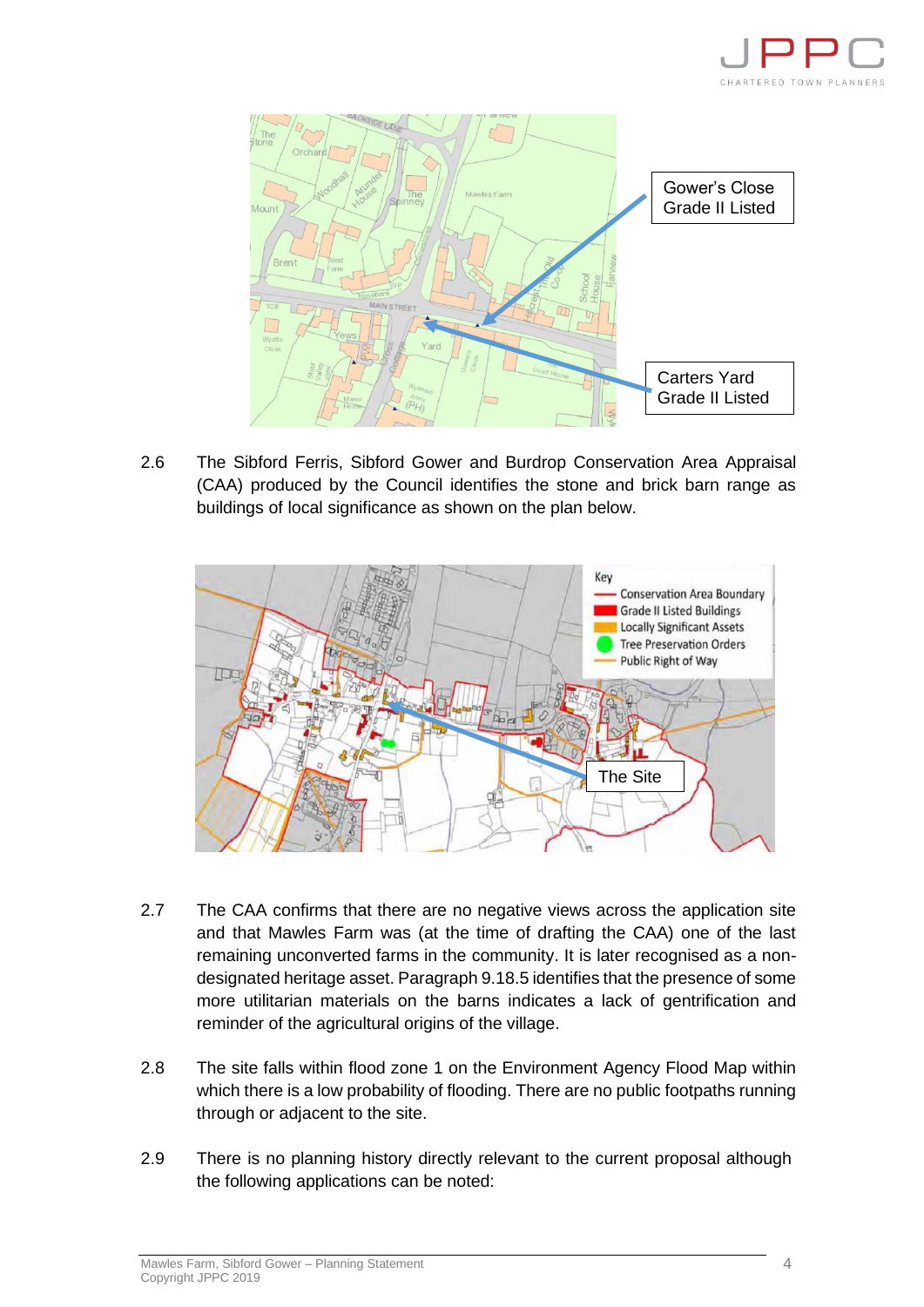2.6 The Sibford Ferris, Sibford Gower and Burdrop Conservation Area Appraisal (CAA) produced by the Council identifies the stone and brick barn range as buildings of local significance as shown on the plan below.

2.7 The CAA confirms that there are no negative views across the application site and that Mawles Farm was (at the time of drafting the CAA) one of the last remaining unconverted farms in the community. It is later recognised as a non-designated heritage asset. Paragraph 9.18.5 identifies that the presence of some more utilitarian materials on the barns indicates a lack of gentrification and reminder of the agricultural origins of the village.

2.8 The site falls within flood zone 1 on the Environment Agency Flood Map within which there is a low probability of flooding. There are no public footpaths running through or adjacent to the site.

2.9 There is no planning history directly relevant to the current proposal although the following applications can be noted: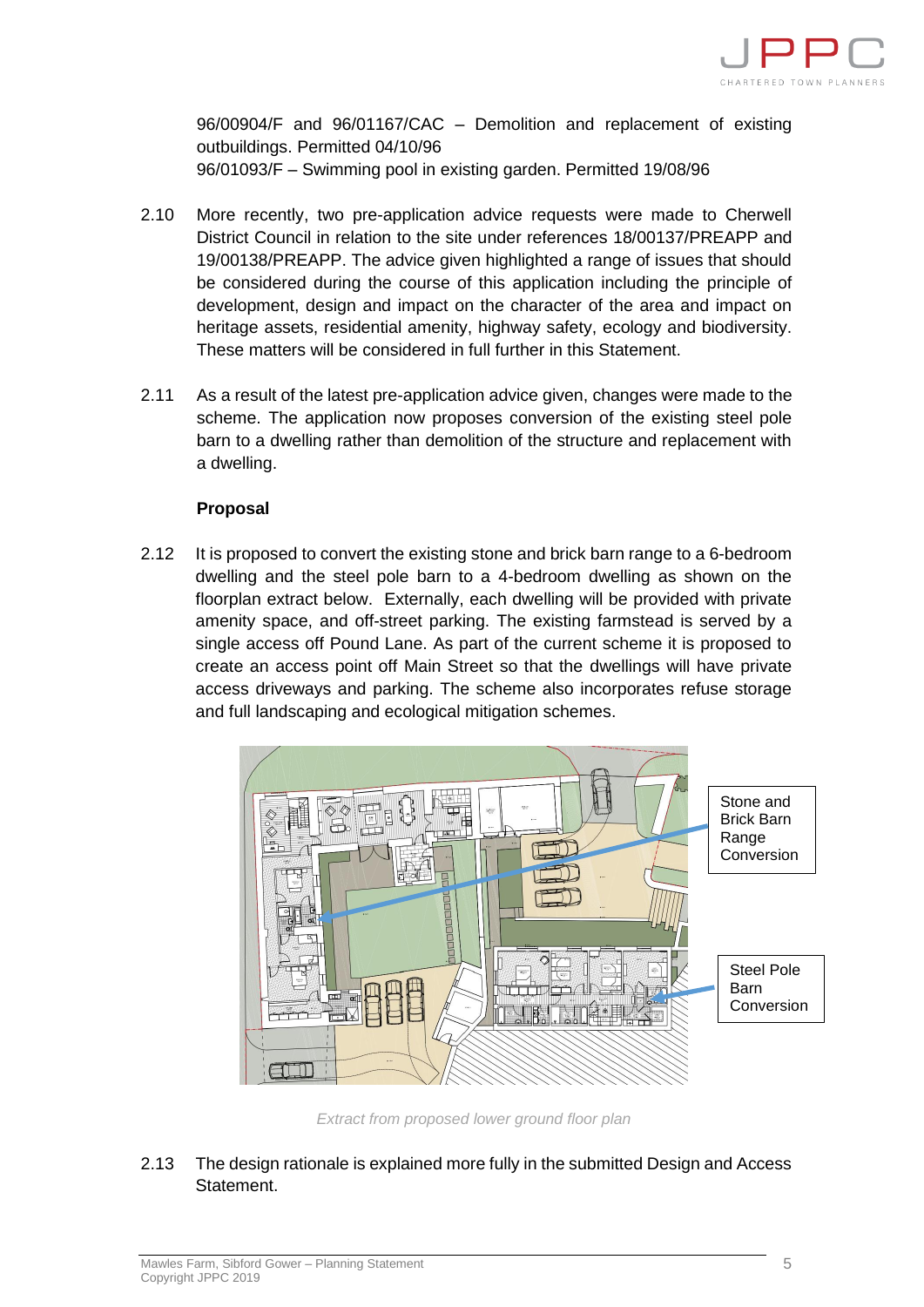96/00904/F and 96/01167/CAC – Demolition and replacement of existing outbuildings. Permitted 04/10/96
96/01093/F – Swimming pool in existing garden. Permitted 19/08/96

2.10 More recently, two pre-application advice requests were made to Cherwell District Council in relation to the site under references 18/00137/PREAPP and 19/00138/PREAPP. The advice given highlighted a range of issues that should be considered during the course of this application including the principle of development, design and impact on the character of the area and impact on heritage assets, residential amenity, highway safety, ecology and biodiversity. These matters will be considered in full further in this Statement.

2.11 As a result of the latest pre-application advice given, changes were made to the scheme. The application now proposes conversion of the existing steel pole barn to a dwelling rather than demolition of the structure and replacement with a dwelling.

**Proposal**

2.12 It is proposed to convert the existing stone and brick barn range to a 6-bedroom dwelling and the steel pole barn to a 4-bedroom dwelling as shown on the floorplan extract below. Externally, each dwelling will be provided with private amenity space, and off-street parking. The existing farmstead is served by a single access off Pound Lane. As part of the current scheme it is proposed to create an access point off Main Street so that the dwellings will have private access driveways and parking. The scheme also incorporates refuse storage and full landscaping and ecological mitigation schemes.

Stone and Brick Barn Range Conversion

Steel Pole Barn Conversion

*Extract from proposed lower ground floor plan*

2.13 The design rationale is explained more fully in the submitted Design and Access Statement.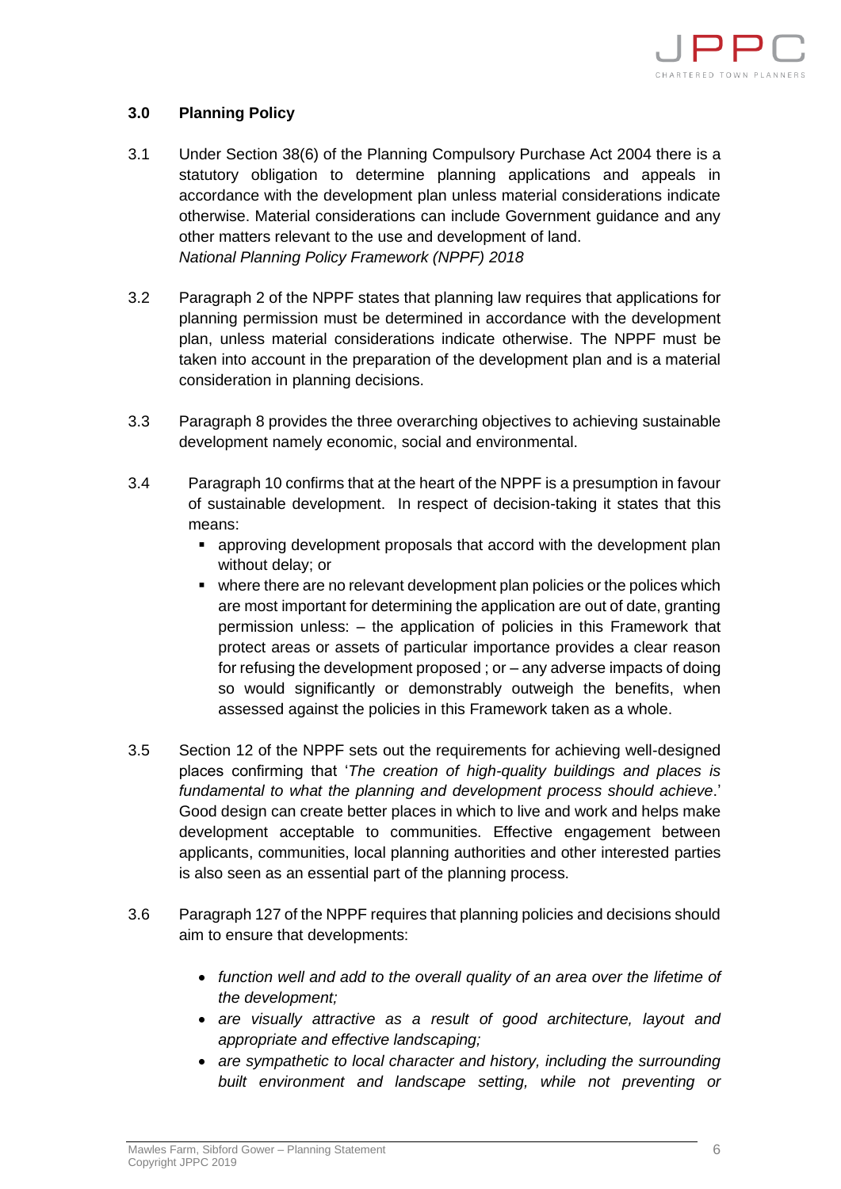## 3.0 Planning Policy

3.1 Under Section 38(6) of the Planning Compulsory Purchase Act 2004 there is a statutory obligation to determine planning applications and appeals in accordance with the development plan unless material considerations indicate otherwise. Material considerations can include Government guidance and any other matters relevant to the use and development of land.
*National Planning Policy Framework (NPPF) 2018*

3.2 Paragraph 2 of the NPPF states that planning law requires that applications for planning permission must be determined in accordance with the development plan, unless material considerations indicate otherwise. The NPPF must be taken into account in the preparation of the development plan and is a material consideration in planning decisions.

3.3 Paragraph 8 provides the three overarching objectives to achieving sustainable development namely economic, social and environmental.

3.4 Paragraph 10 confirms that at the heart of the NPPF is a presumption in favour of sustainable development. In respect of decision-taking it states that this means:

- approving development proposals that accord with the development plan without delay; or
- where there are no relevant development plan policies or the polices which are most important for determining the application are out of date, granting permission unless: – the application of policies in this Framework that protect areas or assets of particular importance provides a clear reason for refusing the development proposed ; or – any adverse impacts of doing so would significantly or demonstrably outweigh the benefits, when assessed against the policies in this Framework taken as a whole.

3.5 Section 12 of the NPPF sets out the requirements for achieving well-designed places confirming that '*The creation of high-quality buildings and places is fundamental to what the planning and development process should achieve*.' Good design can create better places in which to live and work and helps make development acceptable to communities. Effective engagement between applicants, communities, local planning authorities and other interested parties is also seen as an essential part of the planning process.

3.6 Paragraph 127 of the NPPF requires that planning policies and decisions should aim to ensure that developments:

- *function well and add to the overall quality of an area over the lifetime of the development;*
- *are visually attractive as a result of good architecture, layout and appropriate and effective landscaping;*
- *are sympathetic to local character and history, including the surrounding built environment and landscape setting, while not preventing or*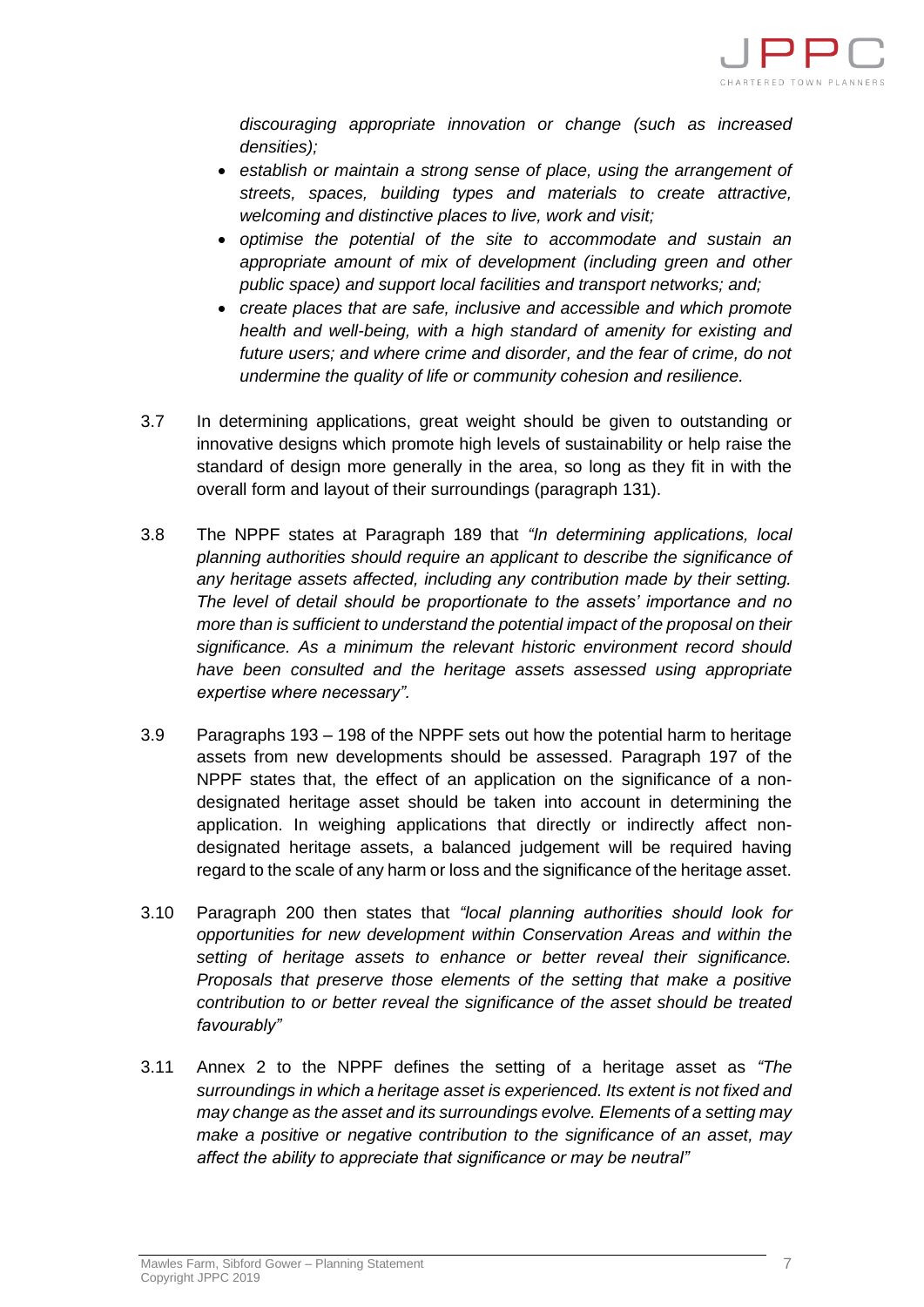*discouraging appropriate innovation or change (such as increased densities);*

- *establish or maintain a strong sense of place, using the arrangement of streets, spaces, building types and materials to create attractive, welcoming and distinctive places to live, work and visit;*
- *optimise the potential of the site to accommodate and sustain an appropriate amount of mix of development (including green and other public space) and support local facilities and transport networks; and;*
- *create places that are safe, inclusive and accessible and which promote health and well-being, with a high standard of amenity for existing and future users; and where crime and disorder, and the fear of crime, do not undermine the quality of life or community cohesion and resilience.*

3.7 In determining applications, great weight should be given to outstanding or innovative designs which promote high levels of sustainability or help raise the standard of design more generally in the area, so long as they fit in with the overall form and layout of their surroundings (paragraph 131).

3.8 The NPPF states at Paragraph 189 that *"In determining applications, local planning authorities should require an applicant to describe the significance of any heritage assets affected, including any contribution made by their setting. The level of detail should be proportionate to the assets' importance and no more than is sufficient to understand the potential impact of the proposal on their significance. As a minimum the relevant historic environment record should have been consulted and the heritage assets assessed using appropriate expertise where necessary".*

3.9 Paragraphs 193 – 198 of the NPPF sets out how the potential harm to heritage assets from new developments should be assessed. Paragraph 197 of the NPPF states that, the effect of an application on the significance of a non-designated heritage asset should be taken into account in determining the application. In weighing applications that directly or indirectly affect non-designated heritage assets, a balanced judgement will be required having regard to the scale of any harm or loss and the significance of the heritage asset.

3.10 Paragraph 200 then states that *"local planning authorities should look for opportunities for new development within Conservation Areas and within the setting of heritage assets to enhance or better reveal their significance. Proposals that preserve those elements of the setting that make a positive contribution to or better reveal the significance of the asset should be treated favourably"*

3.11 Annex 2 to the NPPF defines the setting of a heritage asset as *"The surroundings in which a heritage asset is experienced. Its extent is not fixed and may change as the asset and its surroundings evolve. Elements of a setting may make a positive or negative contribution to the significance of an asset, may affect the ability to appreciate that significance or may be neutral"*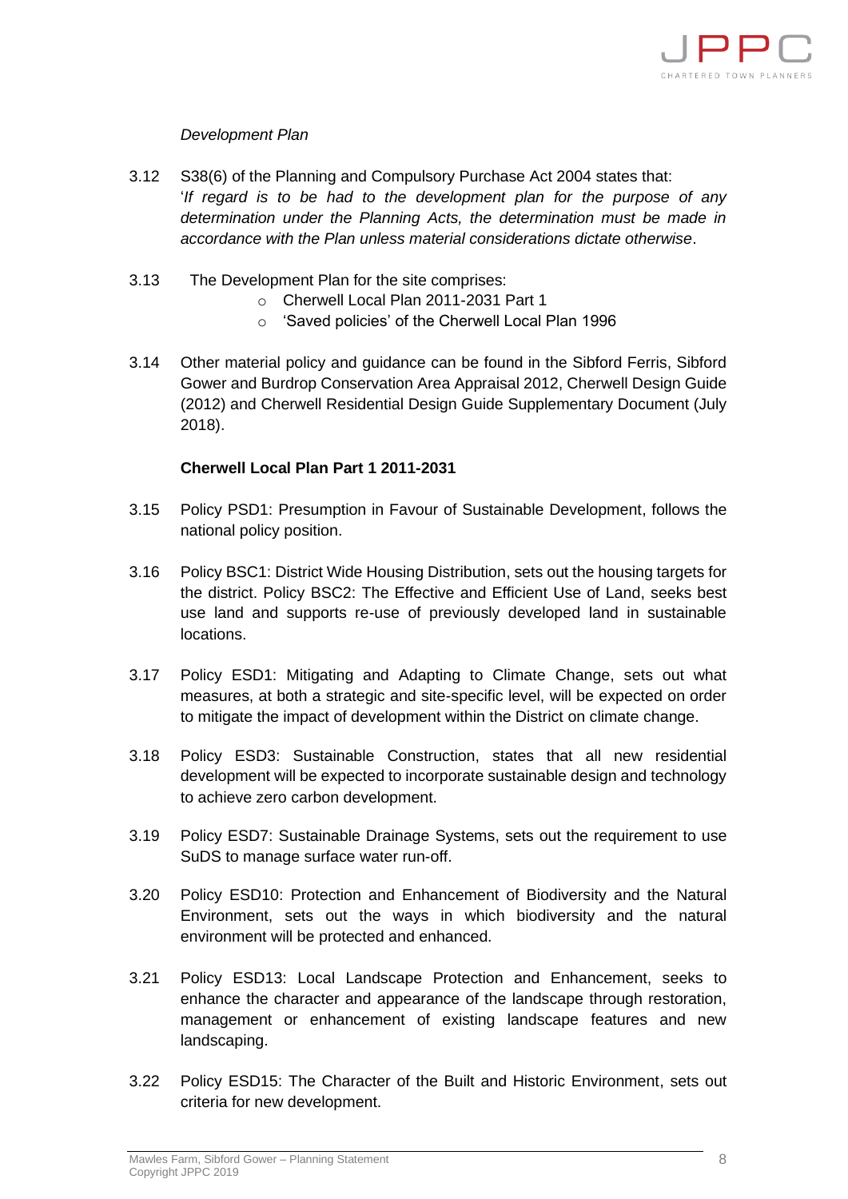*Development Plan*

3.12 S38(6) of the Planning and Compulsory Purchase Act 2004 states that: '*If regard is to be had to the development plan for the purpose of any determination under the Planning Acts, the determination must be made in accordance with the Plan unless material considerations dictate otherwise*.

3.13 The Development Plan for the site comprises:

- Cherwell Local Plan 2011-2031 Part 1
- 'Saved policies' of the Cherwell Local Plan 1996

3.14 Other material policy and guidance can be found in the Sibford Ferris, Sibford Gower and Burdrop Conservation Area Appraisal 2012, Cherwell Design Guide (2012) and Cherwell Residential Design Guide Supplementary Document (July 2018).

**Cherwell Local Plan Part 1 2011-2031**

3.15 Policy PSD1: Presumption in Favour of Sustainable Development, follows the national policy position.

3.16 Policy BSC1: District Wide Housing Distribution, sets out the housing targets for the district. Policy BSC2: The Effective and Efficient Use of Land, seeks best use land and supports re-use of previously developed land in sustainable locations.

3.17 Policy ESD1: Mitigating and Adapting to Climate Change, sets out what measures, at both a strategic and site-specific level, will be expected on order to mitigate the impact of development within the District on climate change.

3.18 Policy ESD3: Sustainable Construction, states that all new residential development will be expected to incorporate sustainable design and technology to achieve zero carbon development.

3.19 Policy ESD7: Sustainable Drainage Systems, sets out the requirement to use SuDS to manage surface water run-off.

3.20 Policy ESD10: Protection and Enhancement of Biodiversity and the Natural Environment, sets out the ways in which biodiversity and the natural environment will be protected and enhanced.

3.21 Policy ESD13: Local Landscape Protection and Enhancement, seeks to enhance the character and appearance of the landscape through restoration, management or enhancement of existing landscape features and new landscaping.

3.22 Policy ESD15: The Character of the Built and Historic Environment, sets out criteria for new development.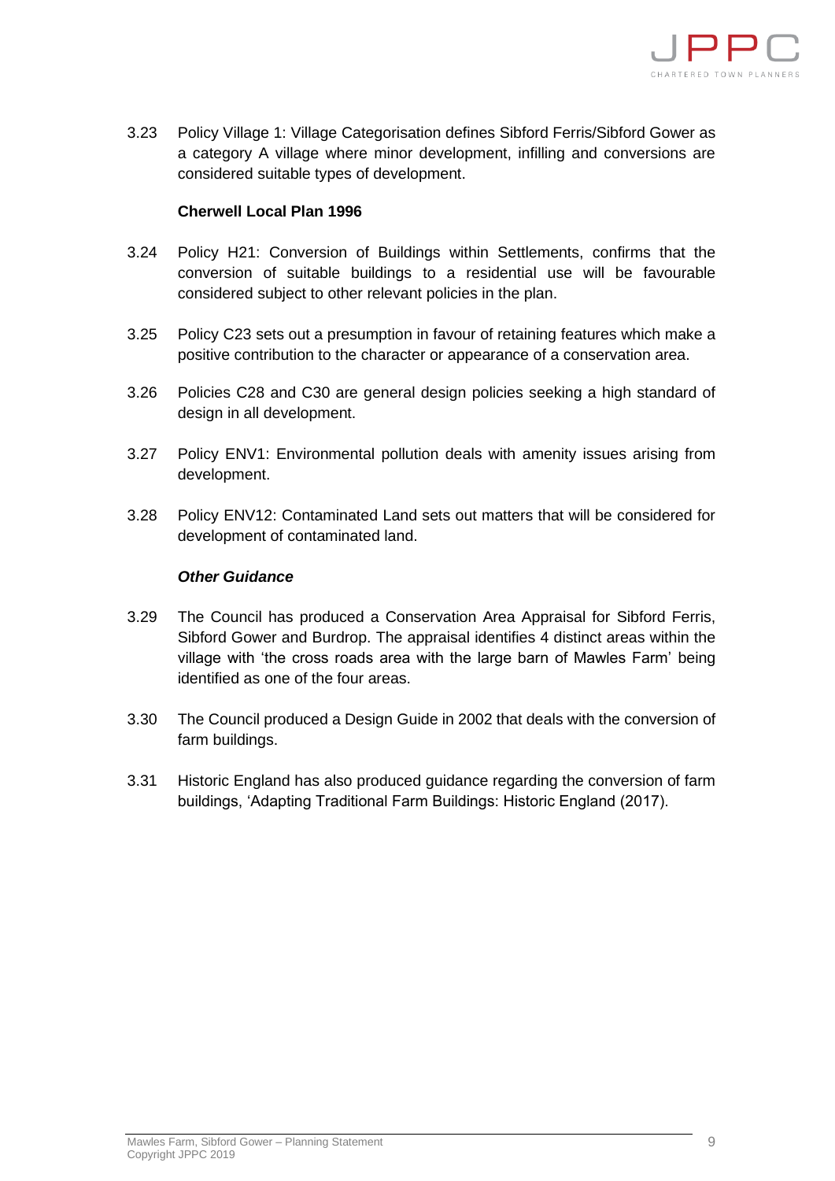3.23 Policy Village 1: Village Categorisation defines Sibford Ferris/Sibford Gower as a category A village where minor development, infilling and conversions are considered suitable types of development.

**Cherwell Local Plan 1996**

3.24 Policy H21: Conversion of Buildings within Settlements, confirms that the conversion of suitable buildings to a residential use will be favourable considered subject to other relevant policies in the plan.

3.25 Policy C23 sets out a presumption in favour of retaining features which make a positive contribution to the character or appearance of a conservation area.

3.26 Policies C28 and C30 are general design policies seeking a high standard of design in all development.

3.27 Policy ENV1: Environmental pollution deals with amenity issues arising from development.

3.28 Policy ENV12: Contaminated Land sets out matters that will be considered for development of contaminated land.

***Other Guidance***

3.29 The Council has produced a Conservation Area Appraisal for Sibford Ferris, Sibford Gower and Burdrop. The appraisal identifies 4 distinct areas within the village with 'the cross roads area with the large barn of Mawles Farm' being identified as one of the four areas.

3.30 The Council produced a Design Guide in 2002 that deals with the conversion of farm buildings.

3.31 Historic England has also produced guidance regarding the conversion of farm buildings, 'Adapting Traditional Farm Buildings: Historic England (2017).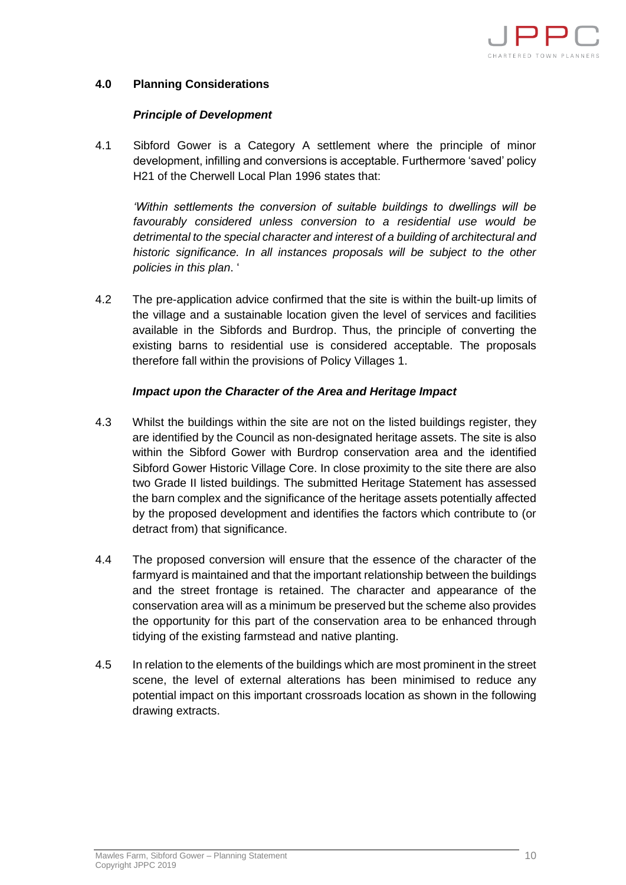## 4.0 Planning Considerations

### *Principle of Development*

4.1 Sibford Gower is a Category A settlement where the principle of minor development, infilling and conversions is acceptable. Furthermore 'saved' policy H21 of the Cherwell Local Plan 1996 states that:

*'Within settlements the conversion of suitable buildings to dwellings will be favourably considered unless conversion to a residential use would be detrimental to the special character and interest of a building of architectural and historic significance. In all instances proposals will be subject to the other policies in this plan*. '

4.2 The pre-application advice confirmed that the site is within the built-up limits of the village and a sustainable location given the level of services and facilities available in the Sibfords and Burdrop. Thus, the principle of converting the existing barns to residential use is considered acceptable. The proposals therefore fall within the provisions of Policy Villages 1.

### *Impact upon the Character of the Area and Heritage Impact*

4.3 Whilst the buildings within the site are not on the listed buildings register, they are identified by the Council as non-designated heritage assets. The site is also within the Sibford Gower with Burdrop conservation area and the identified Sibford Gower Historic Village Core. In close proximity to the site there are also two Grade II listed buildings. The submitted Heritage Statement has assessed the barn complex and the significance of the heritage assets potentially affected by the proposed development and identifies the factors which contribute to (or detract from) that significance.

4.4 The proposed conversion will ensure that the essence of the character of the farmyard is maintained and that the important relationship between the buildings and the street frontage is retained. The character and appearance of the conservation area will as a minimum be preserved but the scheme also provides the opportunity for this part of the conservation area to be enhanced through tidying of the existing farmstead and native planting.

4.5 In relation to the elements of the buildings which are most prominent in the street scene, the level of external alterations has been minimised to reduce any potential impact on this important crossroads location as shown in the following drawing extracts.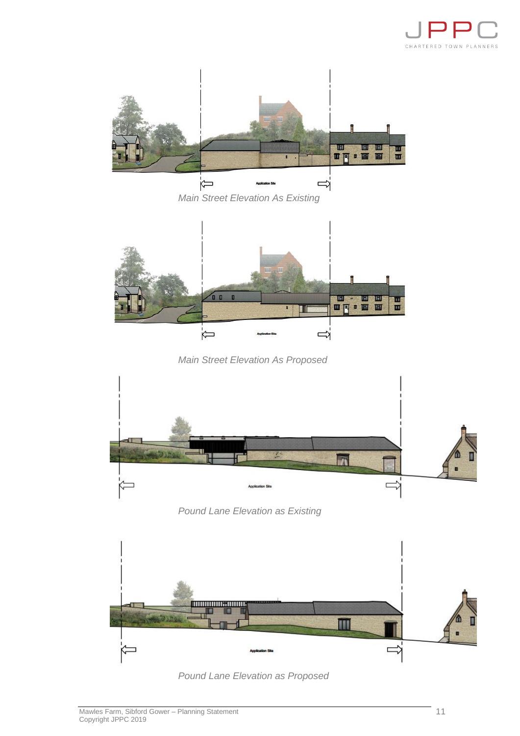Application Site

*Main Street Elevation As Existing*

Application Site

*Main Street Elevation As Proposed*

Application Site

*Pound Lane Elevation as Existing*

Application Site

*Pound Lane Elevation as Proposed*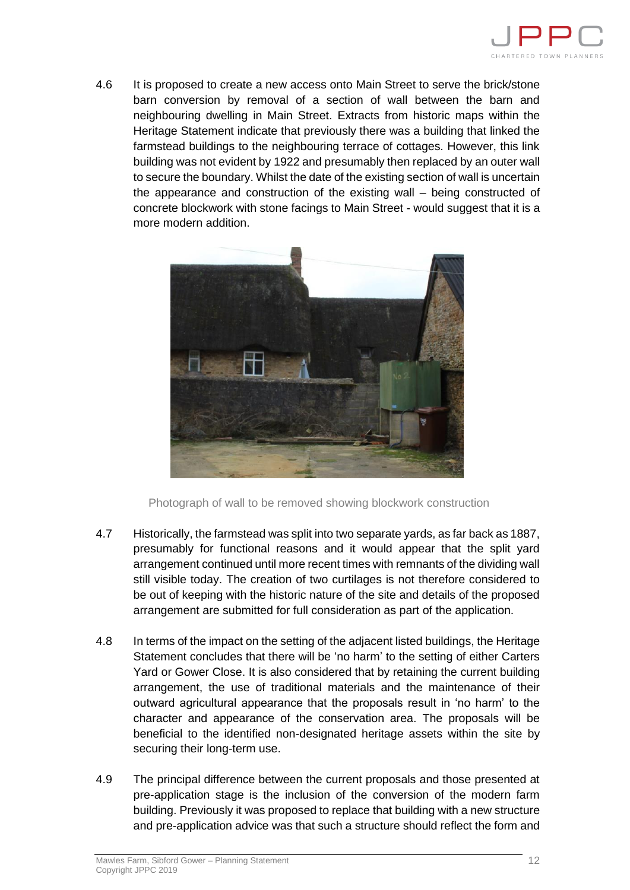4.6 It is proposed to create a new access onto Main Street to serve the brick/stone barn conversion by removal of a section of wall between the barn and neighbouring dwelling in Main Street. Extracts from historic maps within the Heritage Statement indicate that previously there was a building that linked the farmstead buildings to the neighbouring terrace of cottages. However, this link building was not evident by 1922 and presumably then replaced by an outer wall to secure the boundary. Whilst the date of the existing section of wall is uncertain the appearance and construction of the existing wall – being constructed of concrete blockwork with stone facings to Main Street - would suggest that it is a more modern addition.

Photograph of wall to be removed showing blockwork construction

4.7 Historically, the farmstead was split into two separate yards, as far back as 1887, presumably for functional reasons and it would appear that the split yard arrangement continued until more recent times with remnants of the dividing wall still visible today. The creation of two curtilages is not therefore considered to be out of keeping with the historic nature of the site and details of the proposed arrangement are submitted for full consideration as part of the application.

4.8 In terms of the impact on the setting of the adjacent listed buildings, the Heritage Statement concludes that there will be 'no harm' to the setting of either Carters Yard or Gower Close. It is also considered that by retaining the current building arrangement, the use of traditional materials and the maintenance of their outward agricultural appearance that the proposals result in 'no harm' to the character and appearance of the conservation area. The proposals will be beneficial to the identified non-designated heritage assets within the site by securing their long-term use.

4.9 The principal difference between the current proposals and those presented at pre-application stage is the inclusion of the conversion of the modern farm building. Previously it was proposed to replace that building with a new structure and pre-application advice was that such a structure should reflect the form and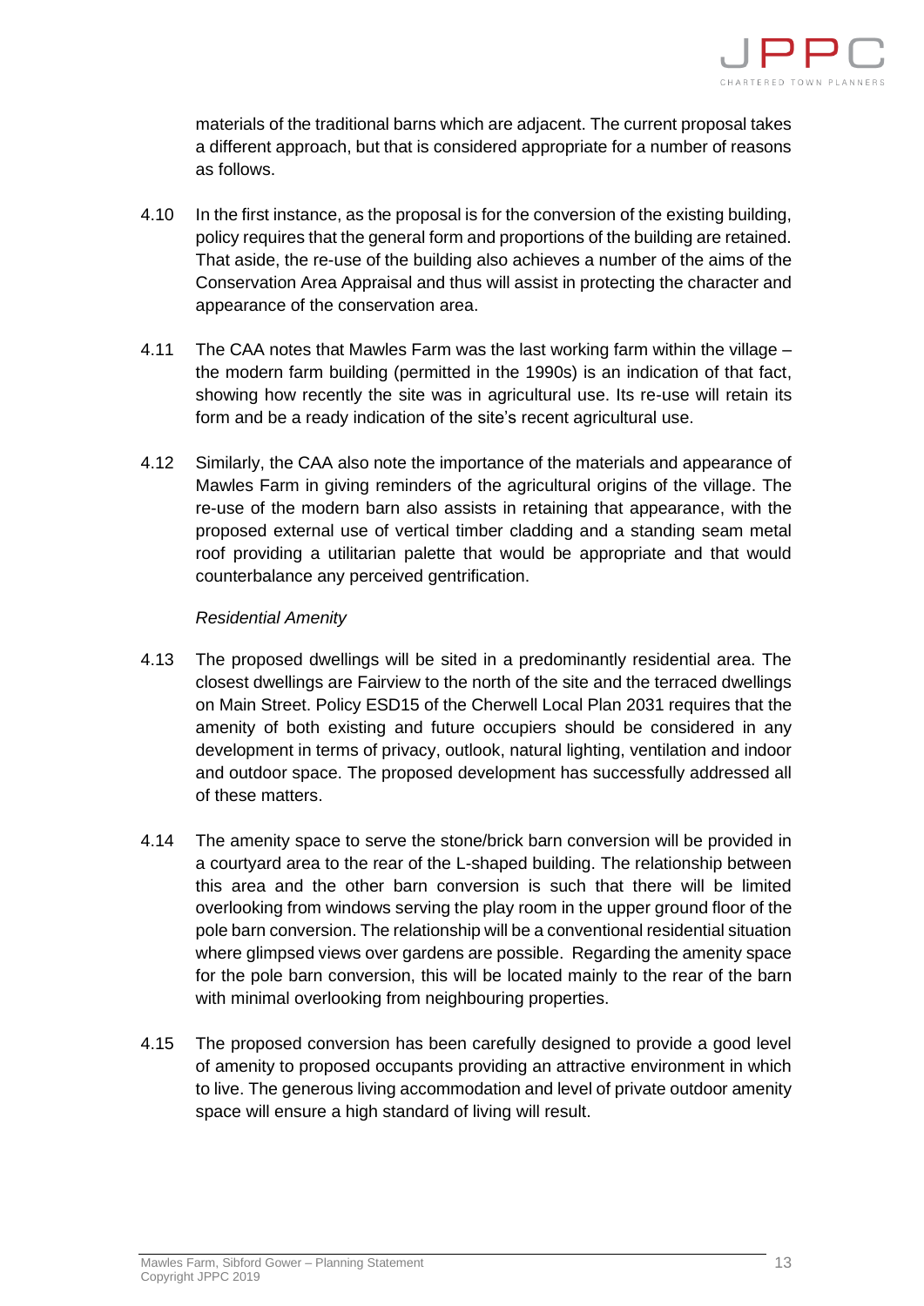materials of the traditional barns which are adjacent. The current proposal takes a different approach, but that is considered appropriate for a number of reasons as follows.

4.10 In the first instance, as the proposal is for the conversion of the existing building, policy requires that the general form and proportions of the building are retained. That aside, the re-use of the building also achieves a number of the aims of the Conservation Area Appraisal and thus will assist in protecting the character and appearance of the conservation area.

4.11 The CAA notes that Mawles Farm was the last working farm within the village – the modern farm building (permitted in the 1990s) is an indication of that fact, showing how recently the site was in agricultural use. Its re-use will retain its form and be a ready indication of the site's recent agricultural use.

4.12 Similarly, the CAA also note the importance of the materials and appearance of Mawles Farm in giving reminders of the agricultural origins of the village. The re-use of the modern barn also assists in retaining that appearance, with the proposed external use of vertical timber cladding and a standing seam metal roof providing a utilitarian palette that would be appropriate and that would counterbalance any perceived gentrification.

*Residential Amenity*

4.13 The proposed dwellings will be sited in a predominantly residential area. The closest dwellings are Fairview to the north of the site and the terraced dwellings on Main Street. Policy ESD15 of the Cherwell Local Plan 2031 requires that the amenity of both existing and future occupiers should be considered in any development in terms of privacy, outlook, natural lighting, ventilation and indoor and outdoor space. The proposed development has successfully addressed all of these matters.

4.14 The amenity space to serve the stone/brick barn conversion will be provided in a courtyard area to the rear of the L-shaped building. The relationship between this area and the other barn conversion is such that there will be limited overlooking from windows serving the play room in the upper ground floor of the pole barn conversion. The relationship will be a conventional residential situation where glimpsed views over gardens are possible. Regarding the amenity space for the pole barn conversion, this will be located mainly to the rear of the barn with minimal overlooking from neighbouring properties.

4.15 The proposed conversion has been carefully designed to provide a good level of amenity to proposed occupants providing an attractive environment in which to live. The generous living accommodation and level of private outdoor amenity space will ensure a high standard of living will result.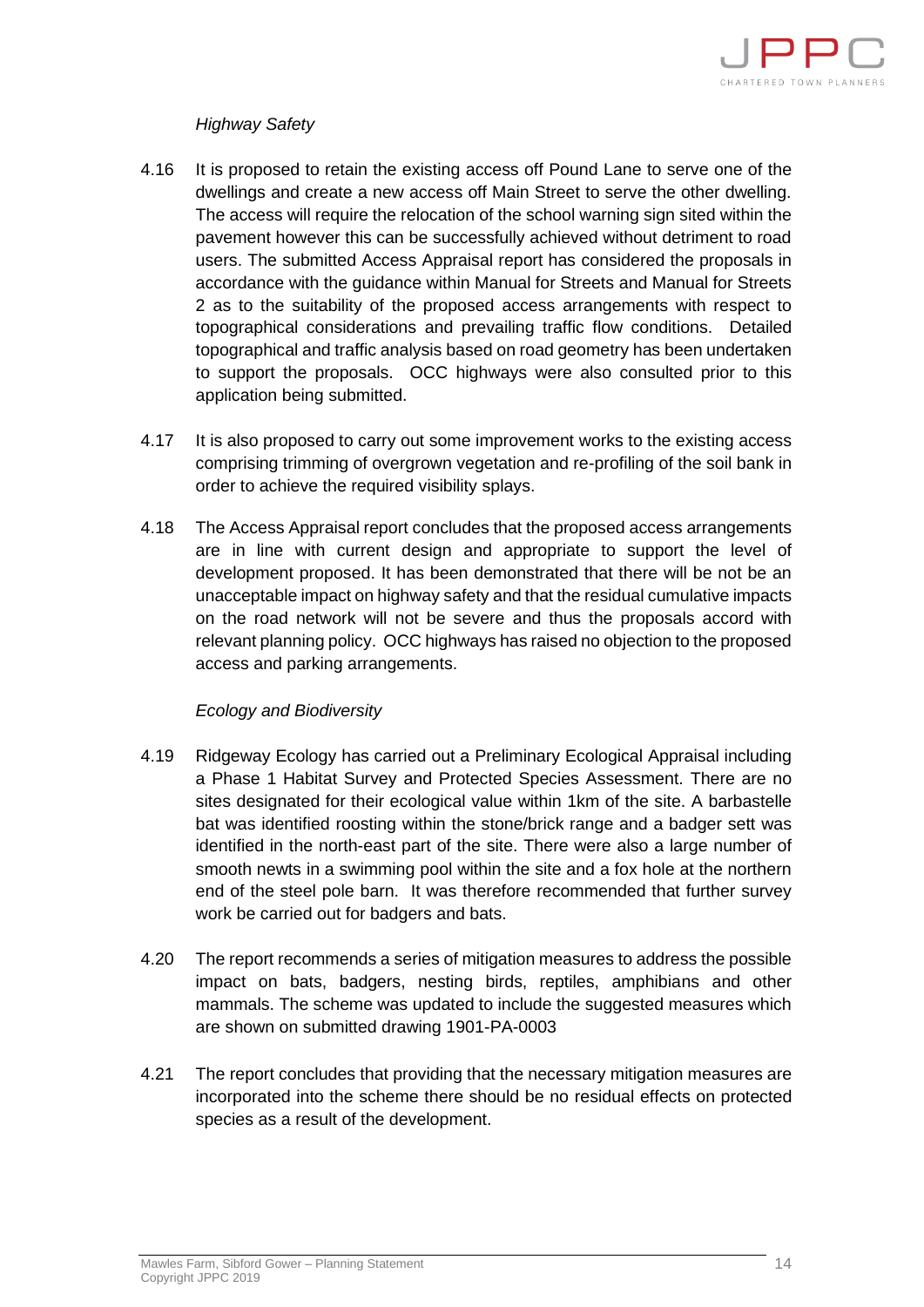*Highway Safety*

4.16 It is proposed to retain the existing access off Pound Lane to serve one of the dwellings and create a new access off Main Street to serve the other dwelling. The access will require the relocation of the school warning sign sited within the pavement however this can be successfully achieved without detriment to road users. The submitted Access Appraisal report has considered the proposals in accordance with the guidance within Manual for Streets and Manual for Streets 2 as to the suitability of the proposed access arrangements with respect to topographical considerations and prevailing traffic flow conditions. Detailed topographical and traffic analysis based on road geometry has been undertaken to support the proposals. OCC highways were also consulted prior to this application being submitted.

4.17 It is also proposed to carry out some improvement works to the existing access comprising trimming of overgrown vegetation and re-profiling of the soil bank in order to achieve the required visibility splays.

4.18 The Access Appraisal report concludes that the proposed access arrangements are in line with current design and appropriate to support the level of development proposed. It has been demonstrated that there will be not be an unacceptable impact on highway safety and that the residual cumulative impacts on the road network will not be severe and thus the proposals accord with relevant planning policy. OCC highways has raised no objection to the proposed access and parking arrangements.

*Ecology and Biodiversity*

4.19 Ridgeway Ecology has carried out a Preliminary Ecological Appraisal including a Phase 1 Habitat Survey and Protected Species Assessment. There are no sites designated for their ecological value within 1km of the site. A barbastelle bat was identified roosting within the stone/brick range and a badger sett was identified in the north-east part of the site. There were also a large number of smooth newts in a swimming pool within the site and a fox hole at the northern end of the steel pole barn. It was therefore recommended that further survey work be carried out for badgers and bats.

4.20 The report recommends a series of mitigation measures to address the possible impact on bats, badgers, nesting birds, reptiles, amphibians and other mammals. The scheme was updated to include the suggested measures which are shown on submitted drawing 1901-PA-0003

4.21 The report concludes that providing that the necessary mitigation measures are incorporated into the scheme there should be no residual effects on protected species as a result of the development.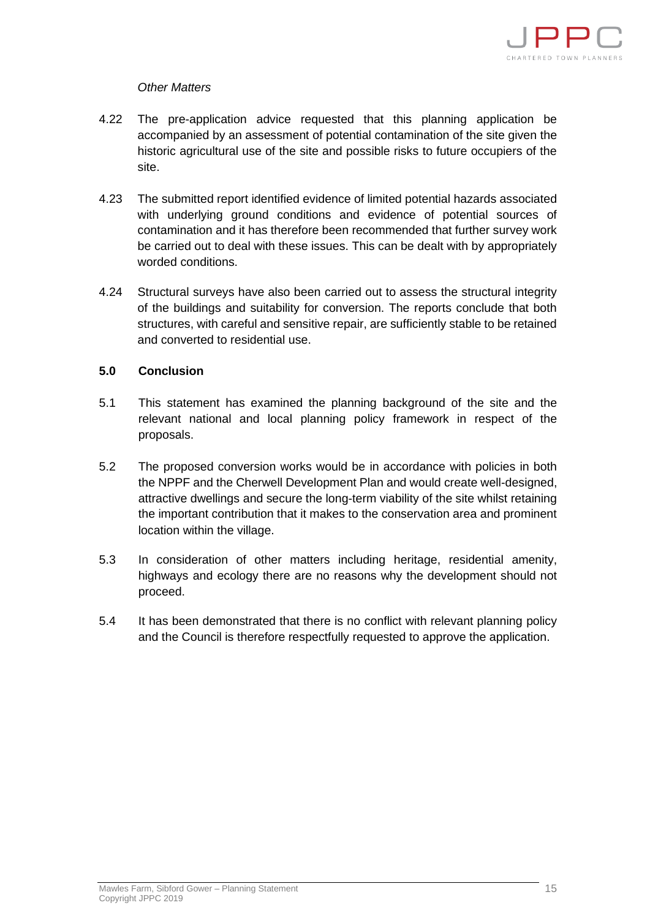*Other Matters*

4.22 The pre-application advice requested that this planning application be accompanied by an assessment of potential contamination of the site given the historic agricultural use of the site and possible risks to future occupiers of the site.

4.23 The submitted report identified evidence of limited potential hazards associated with underlying ground conditions and evidence of potential sources of contamination and it has therefore been recommended that further survey work be carried out to deal with these issues. This can be dealt with by appropriately worded conditions.

4.24 Structural surveys have also been carried out to assess the structural integrity of the buildings and suitability for conversion. The reports conclude that both structures, with careful and sensitive repair, are sufficiently stable to be retained and converted to residential use.

## 5.0 Conclusion

5.1 This statement has examined the planning background of the site and the relevant national and local planning policy framework in respect of the proposals.

5.2 The proposed conversion works would be in accordance with policies in both the NPPF and the Cherwell Development Plan and would create well-designed, attractive dwellings and secure the long-term viability of the site whilst retaining the important contribution that it makes to the conservation area and prominent location within the village.

5.3 In consideration of other matters including heritage, residential amenity, highways and ecology there are no reasons why the development should not proceed.

5.4 It has been demonstrated that there is no conflict with relevant planning policy and the Council is therefore respectfully requested to approve the application.